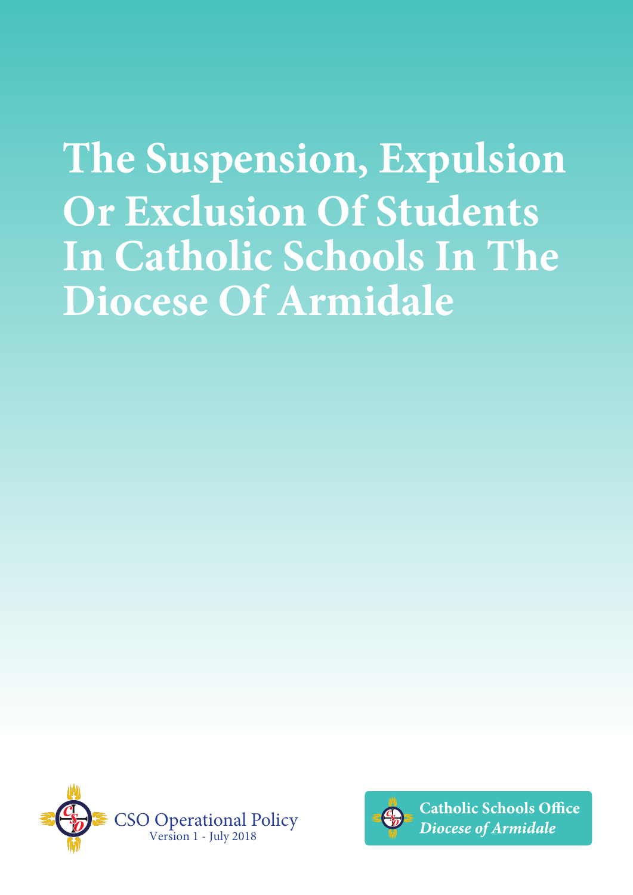# The Suspension, Expulsion Or Exclusion Of Students In Catholic Schools In The Diocese Of Armidale

CSO Operational Policy
Version 1 - July 2018

**Catholic Schools Office**
***Diocese of Armidale***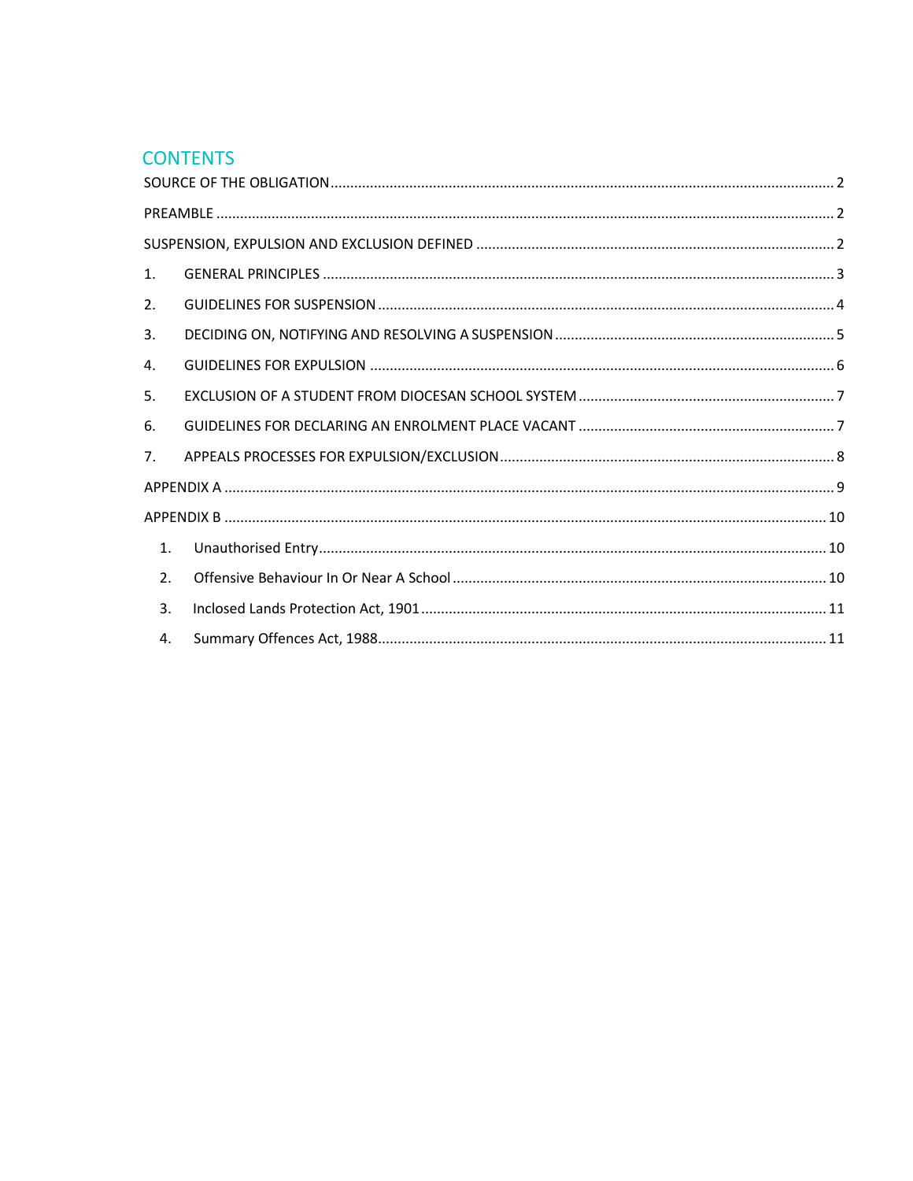## CONTENTS

SOURCE OF THE OBLIGATION ........ 2

PREAMBLE ........ 2

SUSPENSION, EXPULSION AND EXCLUSION DEFINED ........ 2

1. GENERAL PRINCIPLES ........ 3
2. GUIDELINES FOR SUSPENSION ........ 4
3. DECIDING ON, NOTIFYING AND RESOLVING A SUSPENSION ........ 5
4. GUIDELINES FOR EXPULSION ........ 6
5. EXCLUSION OF A STUDENT FROM DIOCESAN SCHOOL SYSTEM ........ 7
6. GUIDELINES FOR DECLARING AN ENROLMENT PLACE VACANT ........ 7
7. APPEALS PROCESSES FOR EXPULSION/EXCLUSION ........ 8

APPENDIX A ........ 9

APPENDIX B ........ 10

1. Unauthorised Entry ........ 10
2. Offensive Behaviour In Or Near A School ........ 10
3. Inclosed Lands Protection Act, 1901 ........ 11
4. Summary Offences Act, 1988 ........ 11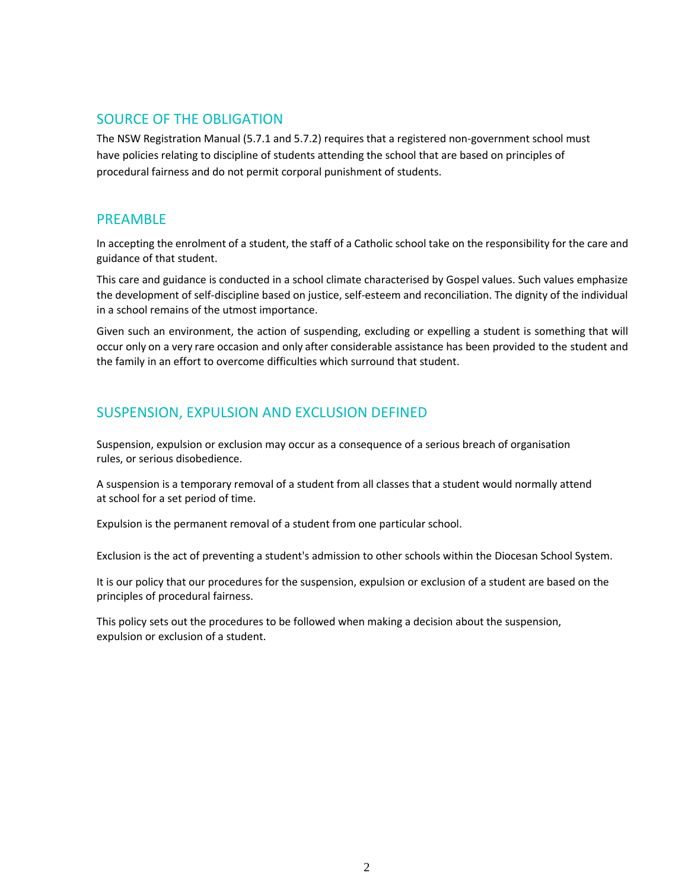## SOURCE OF THE OBLIGATION

The NSW Registration Manual (5.7.1 and 5.7.2) requires that a registered non-government school must have policies relating to discipline of students attending the school that are based on principles of procedural fairness and do not permit corporal punishment of students.

## PREAMBLE

In accepting the enrolment of a student, the staff of a Catholic school take on the responsibility for the care and guidance of that student.

This care and guidance is conducted in a school climate characterised by Gospel values. Such values emphasize the development of self-discipline based on justice, self-esteem and reconciliation. The dignity of the individual in a school remains of the utmost importance.

Given such an environment, the action of suspending, excluding or expelling a student is something that will occur only on a very rare occasion and only after considerable assistance has been provided to the student and the family in an effort to overcome difficulties which surround that student.

## SUSPENSION, EXPULSION AND EXCLUSION DEFINED

Suspension, expulsion or exclusion may occur as a consequence of a serious breach of organisation rules, or serious disobedience.

A suspension is a temporary removal of a student from all classes that a student would normally attend at school for a set period of time.

Expulsion is the permanent removal of a student from one particular school.

Exclusion is the act of preventing a student's admission to other schools within the Diocesan School System.

It is our policy that our procedures for the suspension, expulsion or exclusion of a student are based on the principles of procedural fairness.

This policy sets out the procedures to be followed when making a decision about the suspension, expulsion or exclusion of a student.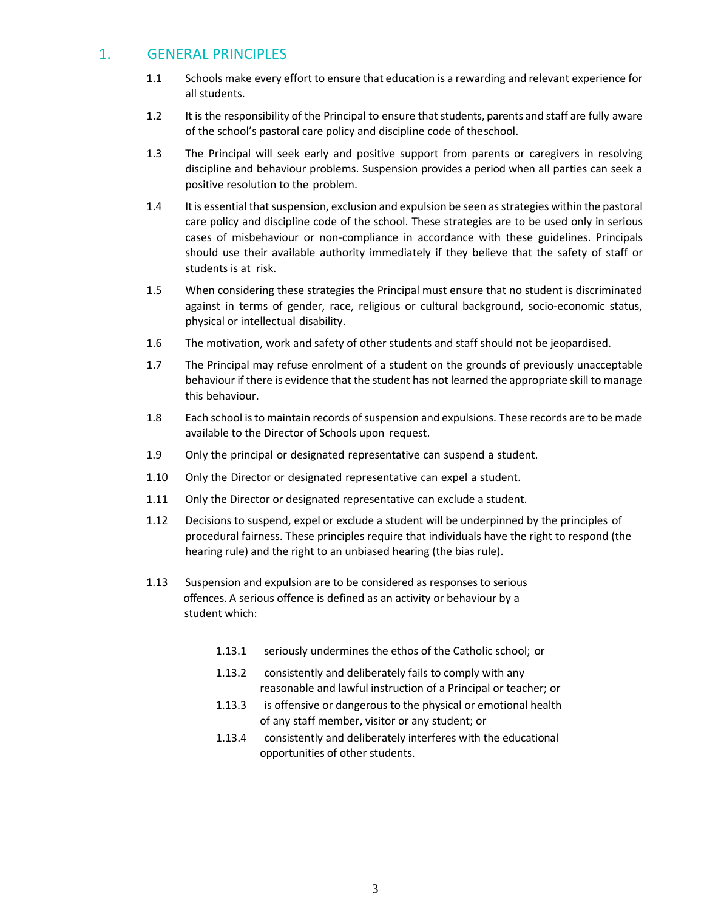# 1. GENERAL PRINCIPLES

1.1 Schools make every effort to ensure that education is a rewarding and relevant experience for all students.

1.2 It is the responsibility of the Principal to ensure that students, parents and staff are fully aware of the school's pastoral care policy and discipline code of theschool.

1.3 The Principal will seek early and positive support from parents or caregivers in resolving discipline and behaviour problems. Suspension provides a period when all parties can seek a positive resolution to the problem.

1.4 It is essential that suspension, exclusion and expulsion be seen as strategies within the pastoral care policy and discipline code of the school. These strategies are to be used only in serious cases of misbehaviour or non-compliance in accordance with these guidelines. Principals should use their available authority immediately if they believe that the safety of staff or students is at risk.

1.5 When considering these strategies the Principal must ensure that no student is discriminated against in terms of gender, race, religious or cultural background, socio-economic status, physical or intellectual disability.

1.6 The motivation, work and safety of other students and staff should not be jeopardised.

1.7 The Principal may refuse enrolment of a student on the grounds of previously unacceptable behaviour if there is evidence that the student has not learned the appropriate skill to manage this behaviour.

1.8 Each school is to maintain records of suspension and expulsions. These records are to be made available to the Director of Schools upon request.

1.9 Only the principal or designated representative can suspend a student.

1.10 Only the Director or designated representative can expel a student.

1.11 Only the Director or designated representative can exclude a student.

1.12 Decisions to suspend, expel or exclude a student will be underpinned by the principles of procedural fairness. These principles require that individuals have the right to respond (the hearing rule) and the right to an unbiased hearing (the bias rule).

1.13 Suspension and expulsion are to be considered as responses to serious offences. A serious offence is defined as an activity or behaviour by a student which:

- 1.13.1 seriously undermines the ethos of the Catholic school; or
- 1.13.2 consistently and deliberately fails to comply with any reasonable and lawful instruction of a Principal or teacher; or
- 1.13.3 is offensive or dangerous to the physical or emotional health of any staff member, visitor or any student; or
- 1.13.4 consistently and deliberately interferes with the educational opportunities of other students.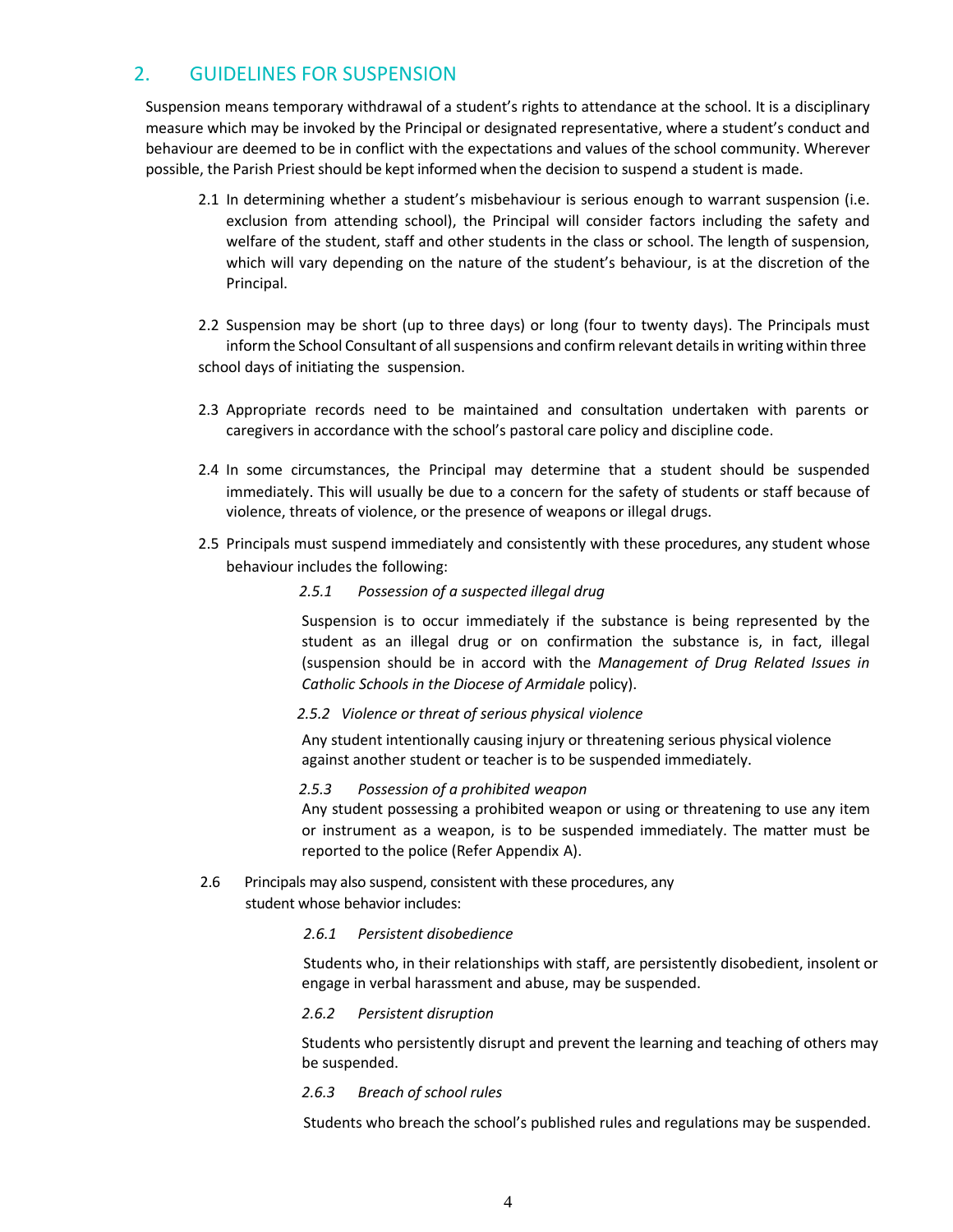## 2. GUIDELINES FOR SUSPENSION

Suspension means temporary withdrawal of a student's rights to attendance at the school. It is a disciplinary measure which may be invoked by the Principal or designated representative, where a student's conduct and behaviour are deemed to be in conflict with the expectations and values of the school community. Wherever possible, the Parish Priest should be kept informed when the decision to suspend a student is made.

2.1 In determining whether a student's misbehaviour is serious enough to warrant suspension (i.e. exclusion from attending school), the Principal will consider factors including the safety and welfare of the student, staff and other students in the class or school. The length of suspension, which will vary depending on the nature of the student's behaviour, is at the discretion of the Principal.

2.2 Suspension may be short (up to three days) or long (four to twenty days). The Principals must inform the School Consultant of all suspensions and confirm relevant details in writing within three school days of initiating the suspension.

2.3 Appropriate records need to be maintained and consultation undertaken with parents or caregivers in accordance with the school's pastoral care policy and discipline code.

2.4 In some circumstances, the Principal may determine that a student should be suspended immediately. This will usually be due to a concern for the safety of students or staff because of violence, threats of violence, or the presence of weapons or illegal drugs.

2.5 Principals must suspend immediately and consistently with these procedures, any student whose behaviour includes the following:

*2.5.1 Possession of a suspected illegal drug*

Suspension is to occur immediately if the substance is being represented by the student as an illegal drug or on confirmation the substance is, in fact, illegal (suspension should be in accord with the *Management of Drug Related Issues in Catholic Schools in the Diocese of Armidale* policy).

*2.5.2 Violence or threat of serious physical violence*

Any student intentionally causing injury or threatening serious physical violence against another student or teacher is to be suspended immediately.

*2.5.3 Possession of a prohibited weapon*

Any student possessing a prohibited weapon or using or threatening to use any item or instrument as a weapon, is to be suspended immediately. The matter must be reported to the police (Refer Appendix A).

2.6 Principals may also suspend, consistent with these procedures, any student whose behavior includes:

*2.6.1 Persistent disobedience*

Students who, in their relationships with staff, are persistently disobedient, insolent or engage in verbal harassment and abuse, may be suspended.

*2.6.2 Persistent disruption*

Students who persistently disrupt and prevent the learning and teaching of others may be suspended.

*2.6.3 Breach of school rules*

Students who breach the school's published rules and regulations may be suspended.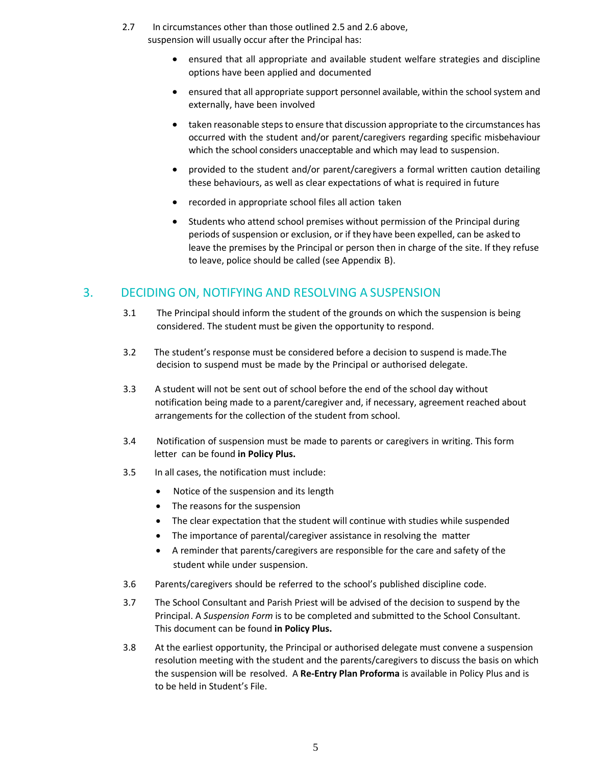2.7 In circumstances other than those outlined 2.5 and 2.6 above, suspension will usually occur after the Principal has:

- ensured that all appropriate and available student welfare strategies and discipline options have been applied and documented
- ensured that all appropriate support personnel available, within the school system and externally, have been involved
- taken reasonable steps to ensure that discussion appropriate to the circumstances has occurred with the student and/or parent/caregivers regarding specific misbehaviour which the school considers unacceptable and which may lead to suspension.
- provided to the student and/or parent/caregivers a formal written caution detailing these behaviours, as well as clear expectations of what is required in future
- recorded in appropriate school files all action taken
- Students who attend school premises without permission of the Principal during periods of suspension or exclusion, or if they have been expelled, can be asked to leave the premises by the Principal or person then in charge of the site. If they refuse to leave, police should be called (see Appendix B).

## 3. DECIDING ON, NOTIFYING AND RESOLVING A SUSPENSION

3.1 The Principal should inform the student of the grounds on which the suspension is being considered. The student must be given the opportunity to respond.

3.2 The student's response must be considered before a decision to suspend is made.The decision to suspend must be made by the Principal or authorised delegate.

3.3 A student will not be sent out of school before the end of the school day without notification being made to a parent/caregiver and, if necessary, agreement reached about arrangements for the collection of the student from school.

3.4 Notification of suspension must be made to parents or caregivers in writing. This form letter can be found **in Policy Plus.**

3.5 In all cases, the notification must include:

- Notice of the suspension and its length
- The reasons for the suspension
- The clear expectation that the student will continue with studies while suspended
- The importance of parental/caregiver assistance in resolving the matter
- A reminder that parents/caregivers are responsible for the care and safety of the student while under suspension.

3.6 Parents/caregivers should be referred to the school's published discipline code.

3.7 The School Consultant and Parish Priest will be advised of the decision to suspend by the Principal. A *Suspension Form* is to be completed and submitted to the School Consultant. This document can be found **in Policy Plus.**

3.8 At the earliest opportunity, the Principal or authorised delegate must convene a suspension resolution meeting with the student and the parents/caregivers to discuss the basis on which the suspension will be resolved. A **Re-Entry Plan Proforma** is available in Policy Plus and is to be held in Student's File.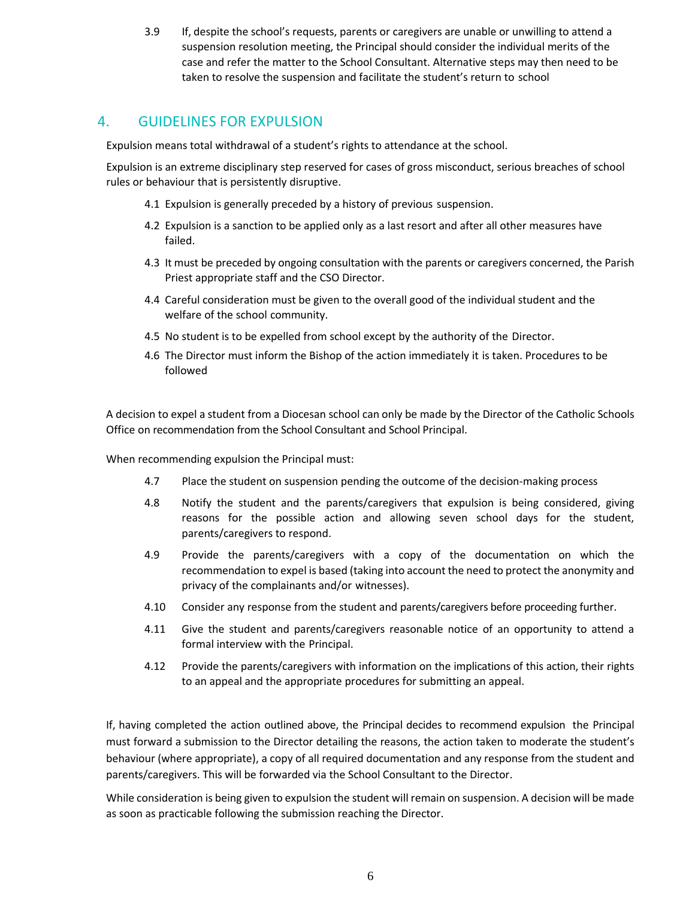3.9 If, despite the school's requests, parents or caregivers are unable or unwilling to attend a suspension resolution meeting, the Principal should consider the individual merits of the case and refer the matter to the School Consultant. Alternative steps may then need to be taken to resolve the suspension and facilitate the student's return to school

## 4. GUIDELINES FOR EXPULSION

Expulsion means total withdrawal of a student's rights to attendance at the school.

Expulsion is an extreme disciplinary step reserved for cases of gross misconduct, serious breaches of school rules or behaviour that is persistently disruptive.

4.1 Expulsion is generally preceded by a history of previous suspension.

4.2 Expulsion is a sanction to be applied only as a last resort and after all other measures have failed.

4.3 It must be preceded by ongoing consultation with the parents or caregivers concerned, the Parish Priest appropriate staff and the CSO Director.

4.4 Careful consideration must be given to the overall good of the individual student and the welfare of the school community.

4.5 No student is to be expelled from school except by the authority of the Director.

4.6 The Director must inform the Bishop of the action immediately it is taken. Procedures to be followed

A decision to expel a student from a Diocesan school can only be made by the Director of the Catholic Schools Office on recommendation from the School Consultant and School Principal.

When recommending expulsion the Principal must:

4.7 Place the student on suspension pending the outcome of the decision-making process

4.8 Notify the student and the parents/caregivers that expulsion is being considered, giving reasons for the possible action and allowing seven school days for the student, parents/caregivers to respond.

4.9 Provide the parents/caregivers with a copy of the documentation on which the recommendation to expel is based (taking into account the need to protect the anonymity and privacy of the complainants and/or witnesses).

4.10 Consider any response from the student and parents/caregivers before proceeding further.

4.11 Give the student and parents/caregivers reasonable notice of an opportunity to attend a formal interview with the Principal.

4.12 Provide the parents/caregivers with information on the implications of this action, their rights to an appeal and the appropriate procedures for submitting an appeal.

If, having completed the action outlined above, the Principal decides to recommend expulsion the Principal must forward a submission to the Director detailing the reasons, the action taken to moderate the student's behaviour (where appropriate), a copy of all required documentation and any response from the student and parents/caregivers. This will be forwarded via the School Consultant to the Director.

While consideration is being given to expulsion the student will remain on suspension. A decision will be made as soon as practicable following the submission reaching the Director.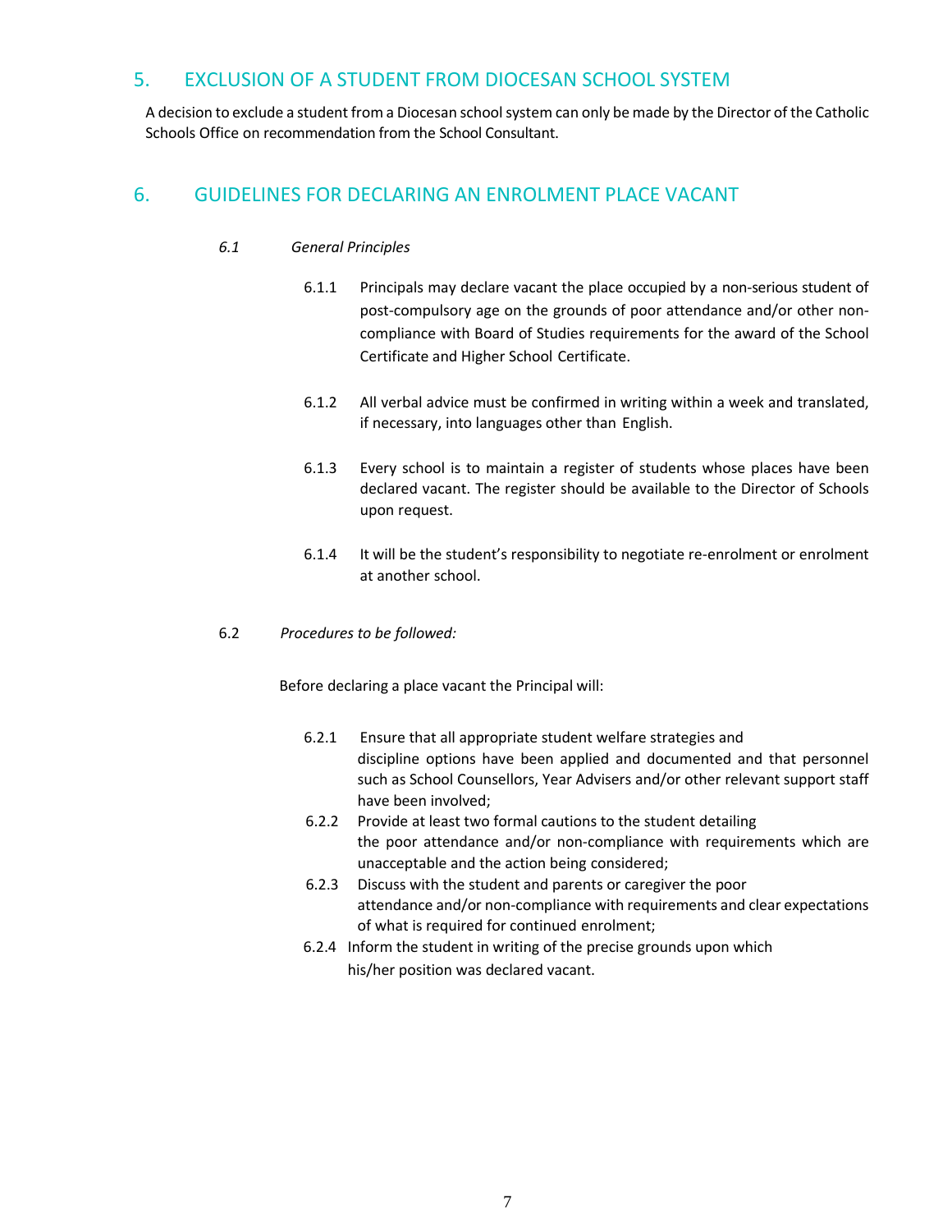## 5. EXCLUSION OF A STUDENT FROM DIOCESAN SCHOOL SYSTEM

A decision to exclude a student from a Diocesan school system can only be made by the Director of the Catholic Schools Office on recommendation from the School Consultant.

## 6. GUIDELINES FOR DECLARING AN ENROLMENT PLACE VACANT

### 6.1 *General Principles*

6.1.1 Principals may declare vacant the place occupied by a non-serious student of post-compulsory age on the grounds of poor attendance and/or other non-compliance with Board of Studies requirements for the award of the School Certificate and Higher School Certificate.

6.1.2 All verbal advice must be confirmed in writing within a week and translated, if necessary, into languages other than English.

6.1.3 Every school is to maintain a register of students whose places have been declared vacant. The register should be available to the Director of Schools upon request.

6.1.4 It will be the student's responsibility to negotiate re-enrolment or enrolment at another school.

### 6.2 *Procedures to be followed:*

Before declaring a place vacant the Principal will:

6.2.1 Ensure that all appropriate student welfare strategies and discipline options have been applied and documented and that personnel such as School Counsellors, Year Advisers and/or other relevant support staff have been involved;

6.2.2 Provide at least two formal cautions to the student detailing the poor attendance and/or non-compliance with requirements which are unacceptable and the action being considered;

6.2.3 Discuss with the student and parents or caregiver the poor attendance and/or non-compliance with requirements and clear expectations of what is required for continued enrolment;

6.2.4 Inform the student in writing of the precise grounds upon which his/her position was declared vacant.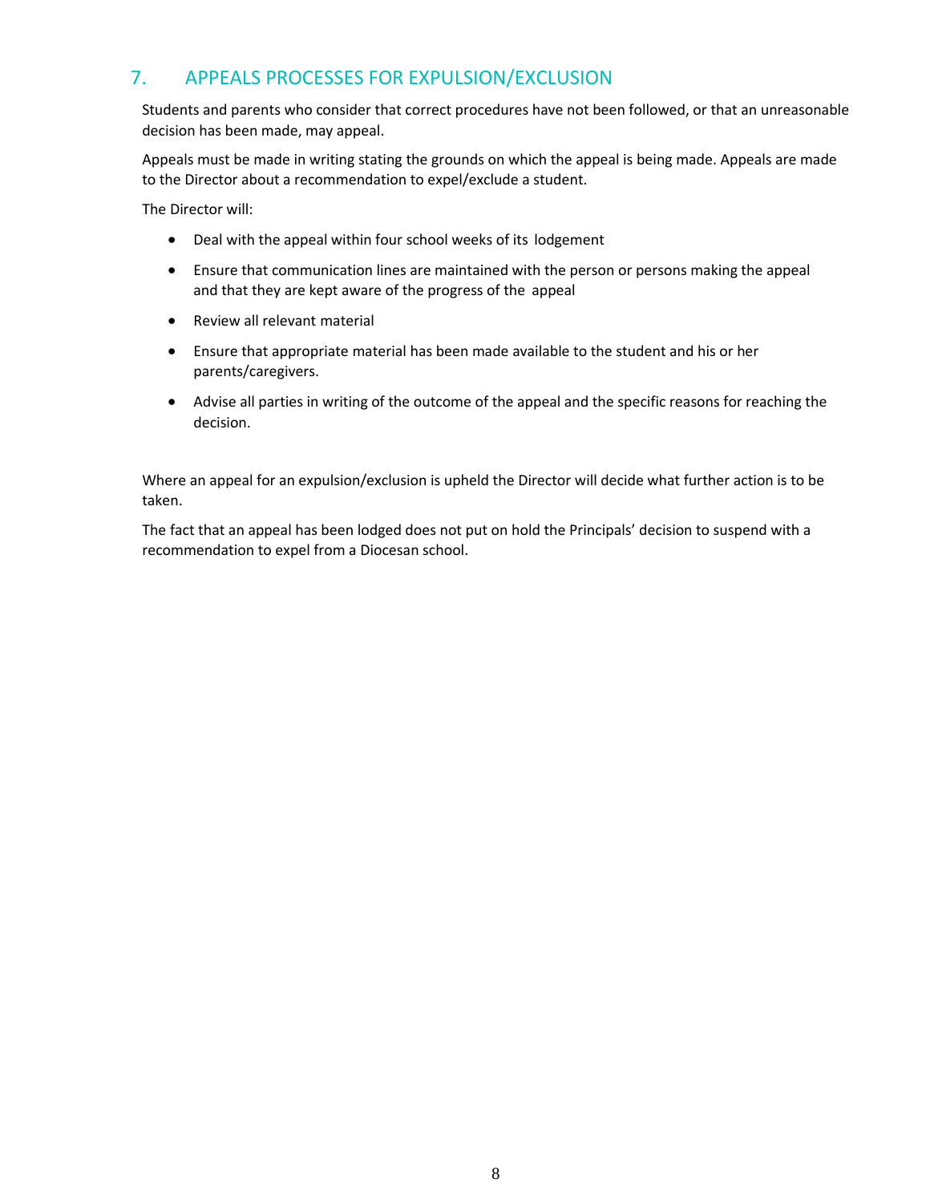## 7. APPEALS PROCESSES FOR EXPULSION/EXCLUSION

Students and parents who consider that correct procedures have not been followed, or that an unreasonable decision has been made, may appeal.

Appeals must be made in writing stating the grounds on which the appeal is being made. Appeals are made to the Director about a recommendation to expel/exclude a student.

The Director will:

- Deal with the appeal within four school weeks of its lodgement
- Ensure that communication lines are maintained with the person or persons making the appeal and that they are kept aware of the progress of the appeal
- Review all relevant material
- Ensure that appropriate material has been made available to the student and his or her parents/caregivers.
- Advise all parties in writing of the outcome of the appeal and the specific reasons for reaching the decision.

Where an appeal for an expulsion/exclusion is upheld the Director will decide what further action is to be taken.

The fact that an appeal has been lodged does not put on hold the Principals' decision to suspend with a recommendation to expel from a Diocesan school.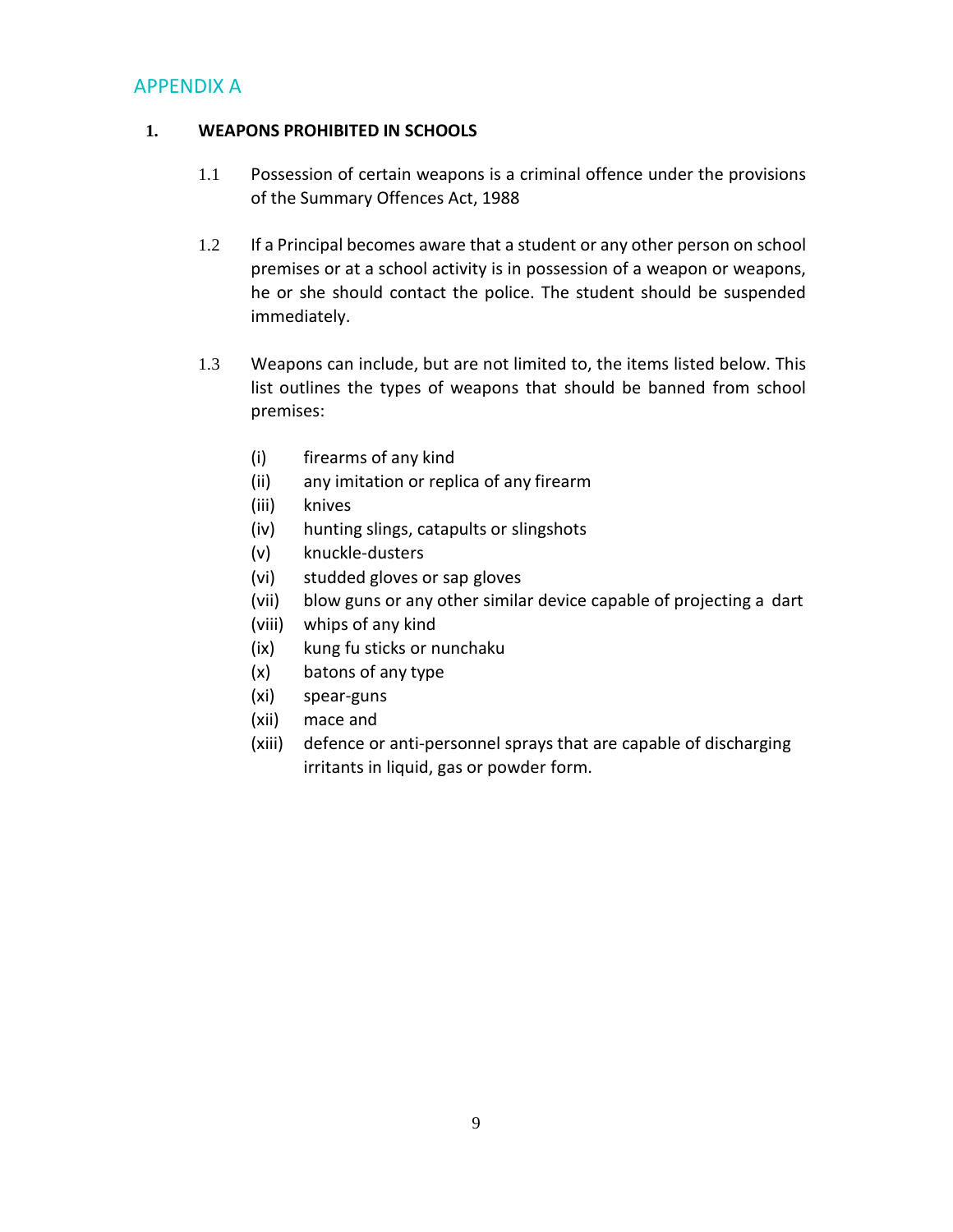# APPENDIX A

## 1. WEAPONS PROHIBITED IN SCHOOLS

1.1 Possession of certain weapons is a criminal offence under the provisions of the Summary Offences Act, 1988

1.2 If a Principal becomes aware that a student or any other person on school premises or at a school activity is in possession of a weapon or weapons, he or she should contact the police. The student should be suspended immediately.

1.3 Weapons can include, but are not limited to, the items listed below. This list outlines the types of weapons that should be banned from school premises:

- (i) firearms of any kind
- (ii) any imitation or replica of any firearm
- (iii) knives
- (iv) hunting slings, catapults or slingshots
- (v) knuckle-dusters
- (vi) studded gloves or sap gloves
- (vii) blow guns or any other similar device capable of projecting a dart
- (viii) whips of any kind
- (ix) kung fu sticks or nunchaku
- (x) batons of any type
- (xi) spear-guns
- (xii) mace and
- (xiii) defence or anti-personnel sprays that are capable of discharging irritants in liquid, gas or powder form.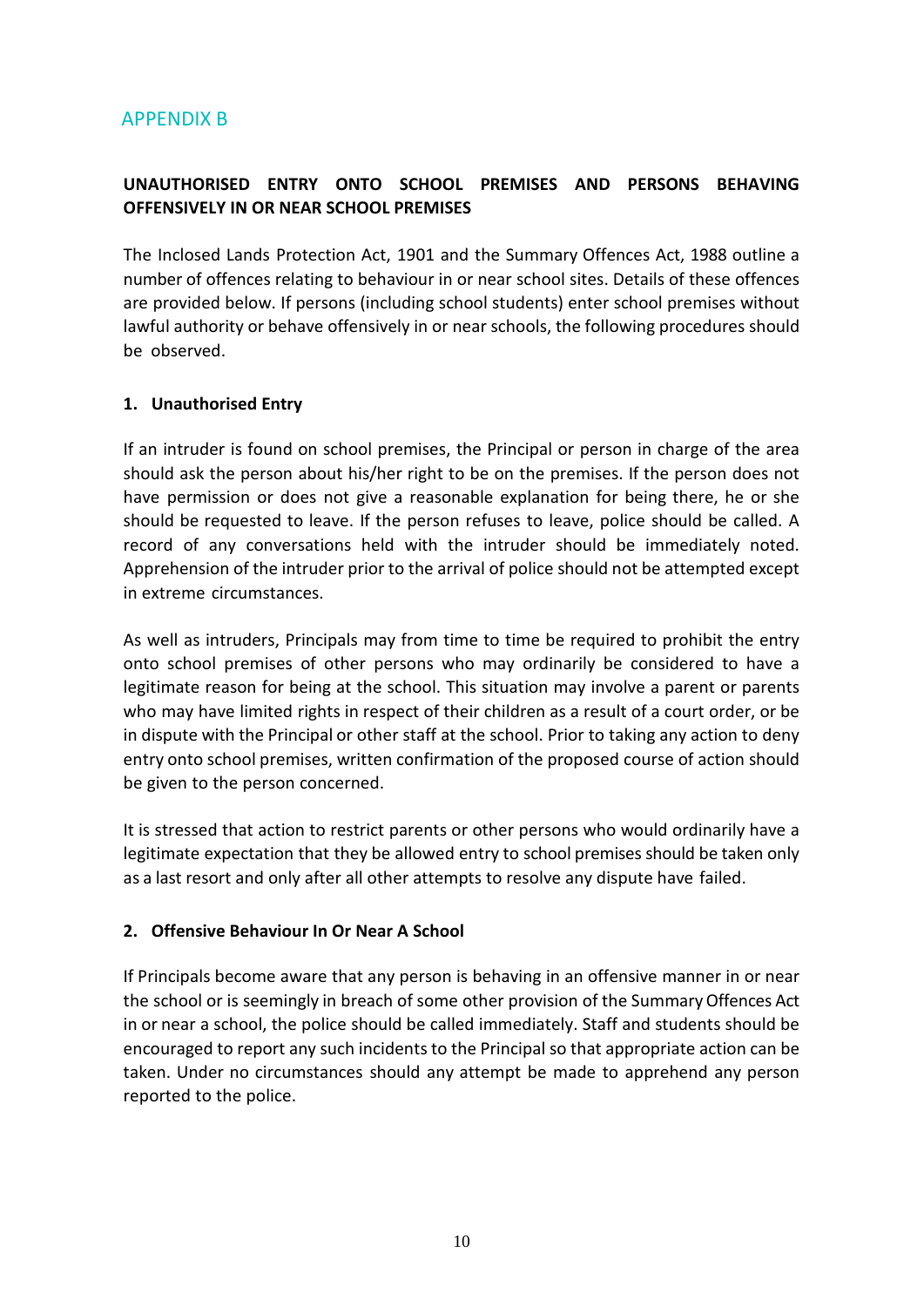## APPENDIX B

**UNAUTHORISED ENTRY ONTO SCHOOL PREMISES AND PERSONS BEHAVING OFFENSIVELY IN OR NEAR SCHOOL PREMISES**

The Inclosed Lands Protection Act, 1901 and the Summary Offences Act, 1988 outline a number of offences relating to behaviour in or near school sites. Details of these offences are provided below. If persons (including school students) enter school premises without lawful authority or behave offensively in or near schools, the following procedures should be observed.

### 1. Unauthorised Entry

If an intruder is found on school premises, the Principal or person in charge of the area should ask the person about his/her right to be on the premises. If the person does not have permission or does not give a reasonable explanation for being there, he or she should be requested to leave. If the person refuses to leave, police should be called. A record of any conversations held with the intruder should be immediately noted. Apprehension of the intruder prior to the arrival of police should not be attempted except in extreme circumstances.

As well as intruders, Principals may from time to time be required to prohibit the entry onto school premises of other persons who may ordinarily be considered to have a legitimate reason for being at the school. This situation may involve a parent or parents who may have limited rights in respect of their children as a result of a court order, or be in dispute with the Principal or other staff at the school. Prior to taking any action to deny entry onto school premises, written confirmation of the proposed course of action should be given to the person concerned.

It is stressed that action to restrict parents or other persons who would ordinarily have a legitimate expectation that they be allowed entry to school premises should be taken only as a last resort and only after all other attempts to resolve any dispute have failed.

### 2. Offensive Behaviour In Or Near A School

If Principals become aware that any person is behaving in an offensive manner in or near the school or is seemingly in breach of some other provision of the Summary Offences Act in or near a school, the police should be called immediately. Staff and students should be encouraged to report any such incidents to the Principal so that appropriate action can be taken. Under no circumstances should any attempt be made to apprehend any person reported to the police.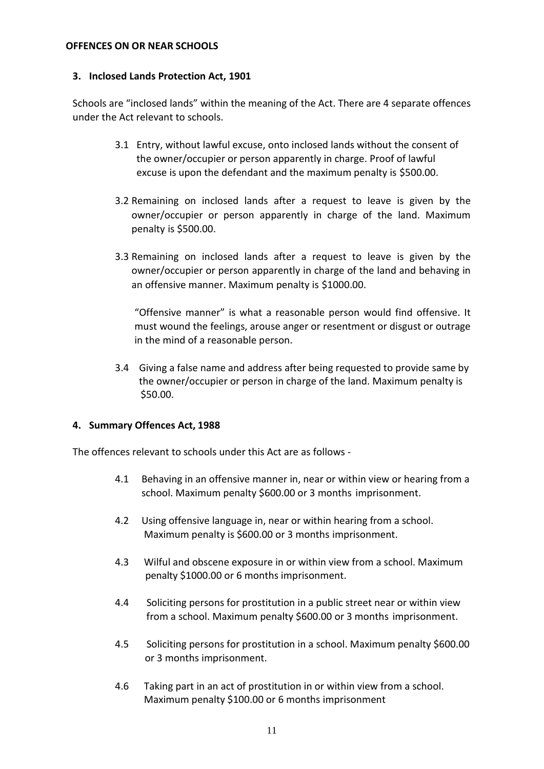## OFFENCES ON OR NEAR SCHOOLS

### 3. Inclosed Lands Protection Act, 1901

Schools are "inclosed lands" within the meaning of the Act. There are 4 separate offences under the Act relevant to schools.

3.1 Entry, without lawful excuse, onto inclosed lands without the consent of the owner/occupier or person apparently in charge. Proof of lawful excuse is upon the defendant and the maximum penalty is $500.00.

3.2 Remaining on inclosed lands after a request to leave is given by the owner/occupier or person apparently in charge of the land. Maximum penalty is $500.00.

3.3 Remaining on inclosed lands after a request to leave is given by the owner/occupier or person apparently in charge of the land and behaving in an offensive manner. Maximum penalty is $1000.00.

"Offensive manner" is what a reasonable person would find offensive. It must wound the feelings, arouse anger or resentment or disgust or outrage in the mind of a reasonable person.

3.4 Giving a false name and address after being requested to provide same by the owner/occupier or person in charge of the land. Maximum penalty is $50.00.

### 4. Summary Offences Act, 1988

The offences relevant to schools under this Act are as follows -

4.1 Behaving in an offensive manner in, near or within view or hearing from a school. Maximum penalty $600.00 or 3 months imprisonment.

4.2 Using offensive language in, near or within hearing from a school. Maximum penalty is $600.00 or 3 months imprisonment.

4.3 Wilful and obscene exposure in or within view from a school. Maximum penalty $1000.00 or 6 months imprisonment.

4.4 Soliciting persons for prostitution in a public street near or within view from a school. Maximum penalty $600.00 or 3 months imprisonment.

4.5 Soliciting persons for prostitution in a school. Maximum penalty $600.00 or 3 months imprisonment.

4.6 Taking part in an act of prostitution in or within view from a school. Maximum penalty $100.00 or 6 months imprisonment